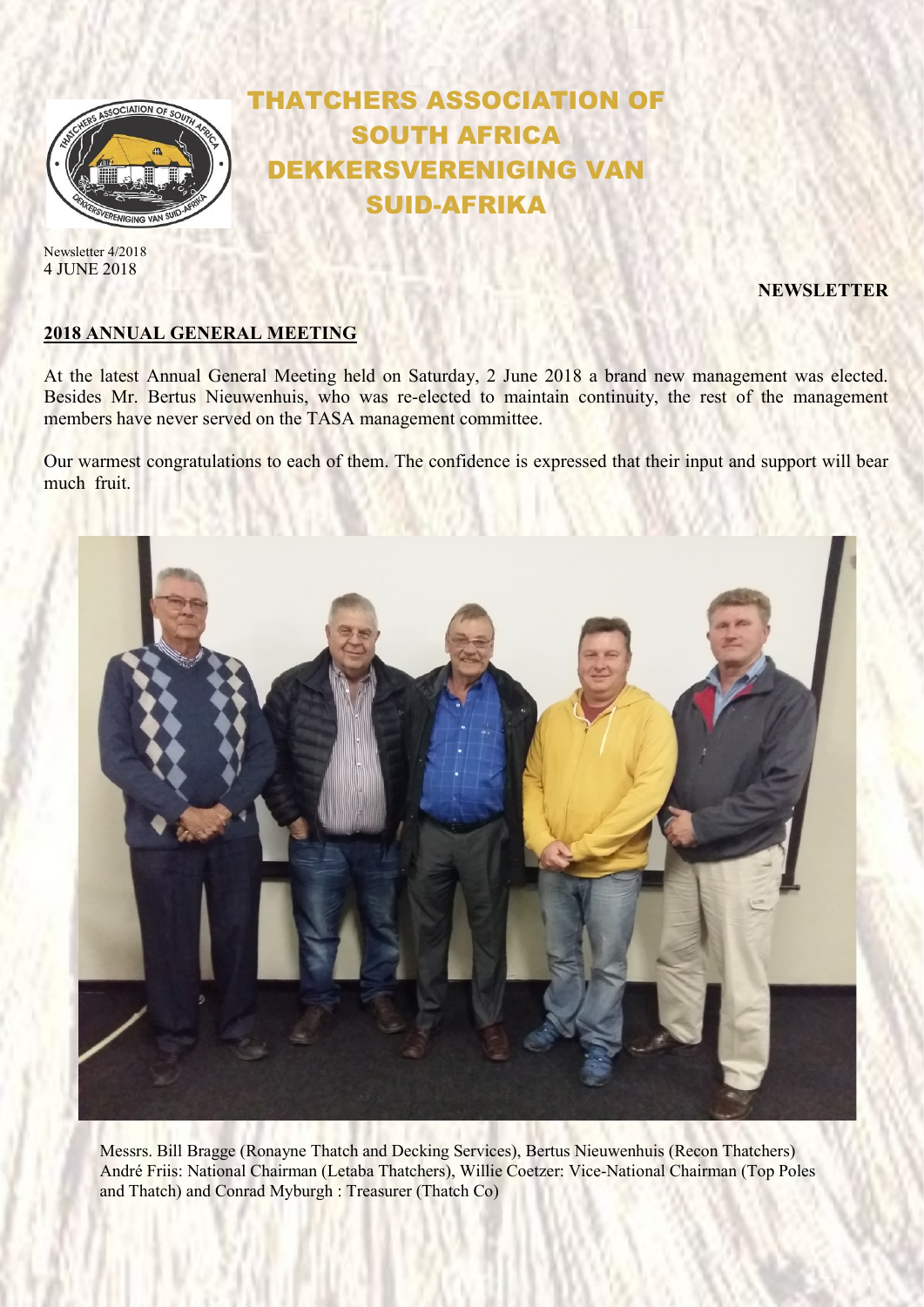# THATCHERS ASSOCIATION OF SOUTH AFRICA
# DEKKERSVERENIGING VAN SUID-AFRIKA

Newsletter 4/2018
4 JUNE 2018

**NEWSLETTER**

## 2018 ANNUAL GENERAL MEETING

At the latest Annual General Meeting held on Saturday, 2 June 2018 a brand new management was elected. Besides Mr. Bertus Nieuwenhuis, who was re-elected to maintain continuity, the rest of the management members have never served on the TASA management committee.

Our warmest congratulations to each of them. The confidence is expressed that their input and support will bear much fruit.

Messrs. Bill Bragge (Ronayne Thatch and Decking Services), Bertus Nieuwenhuis (Recon Thatchers) André Friis: National Chairman (Letaba Thatchers), Willie Coetzer: Vice-National Chairman (Top Poles and Thatch) and Conrad Myburgh : Treasurer (Thatch Co)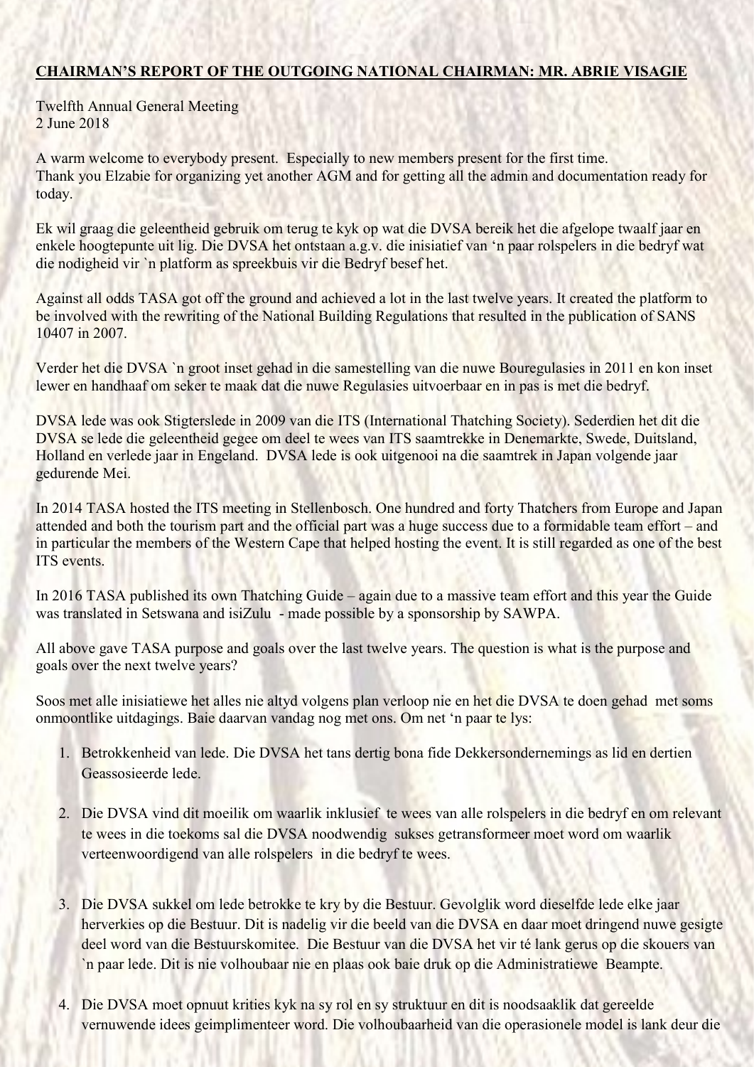**CHAIRMAN'S REPORT OF THE OUTGOING NATIONAL CHAIRMAN: MR. ABRIE VISAGIE**

Twelfth Annual General Meeting
2 June 2018

A warm welcome to everybody present. Especially to new members present for the first time.
Thank you Elzabie for organizing yet another AGM and for getting all the admin and documentation ready for today.

Ek wil graag die geleentheid gebruik om terug te kyk op wat die DVSA bereik het die afgelope twaalf jaar en enkele hoogtepunte uit lig. Die DVSA het ontstaan a.g.v. die inisiatief van 'n paar rolspelers in die bedryf wat die nodigheid vir `n platform as spreekbuis vir die Bedryf besef het.

Against all odds TASA got off the ground and achieved a lot in the last twelve years. It created the platform to be involved with the rewriting of the National Building Regulations that resulted in the publication of SANS 10407 in 2007.

Verder het die DVSA `n groot inset gehad in die samestelling van die nuwe Bouregulasies in 2011 en kon inset lewer en handhaaf om seker te maak dat die nuwe Regulasies uitvoerbaar en in pas is met die bedryf.

DVSA lede was ook Stigterslede in 2009 van die ITS (International Thatching Society). Sederdien het dit die DVSA se lede die geleentheid gegee om deel te wees van ITS saamtrekke in Denemarkte, Swede, Duitsland, Holland en verlede jaar in Engeland. DVSA lede is ook uitgenooi na die saamtrek in Japan volgende jaar gedurende Mei.

In 2014 TASA hosted the ITS meeting in Stellenbosch. One hundred and forty Thatchers from Europe and Japan attended and both the tourism part and the official part was a huge success due to a formidable team effort – and in particular the members of the Western Cape that helped hosting the event. It is still regarded as one of the best ITS events.

In 2016 TASA published its own Thatching Guide – again due to a massive team effort and this year the Guide was translated in Setswana and isiZulu - made possible by a sponsorship by SAWPA.

All above gave TASA purpose and goals over the last twelve years. The question is what is the purpose and goals over the next twelve years?

Soos met alle inisiatiewe het alles nie altyd volgens plan verloop nie en het die DVSA te doen gehad met soms onmoontlike uitdagings. Baie daarvan vandag nog met ons. Om net 'n paar te lys:

1. Betrokkenheid van lede. Die DVSA het tans dertig bona fide Dekkersondernemings as lid en dertien Geassosieerde lede.

2. Die DVSA vind dit moeilik om waarlik inklusief te wees van alle rolspelers in die bedryf en om relevant te wees in die toekoms sal die DVSA noodwendig sukses getransformeer moet word om waarlik verteenwoordigend van alle rolspelers in die bedryf te wees.

3. Die DVSA sukkel om lede betrokke te kry by die Bestuur. Gevolglik word dieselfde lede elke jaar herverkies op die Bestuur. Dit is nadelig vir die beeld van die DVSA en daar moet dringend nuwe gesigte deel word van die Bestuurskomitee. Die Bestuur van die DVSA het vir té lank gerus op die skouers van `n paar lede. Dit is nie volhoubaar nie en plaas ook baie druk op die Administratiewe Beampte.

4. Die DVSA moet opnuut krities kyk na sy rol en sy struktuur en dit is noodsaaklik dat gereelde vernuwende idees geimplimenteer word. Die volhoubaarheid van die operasionele model is lank deur die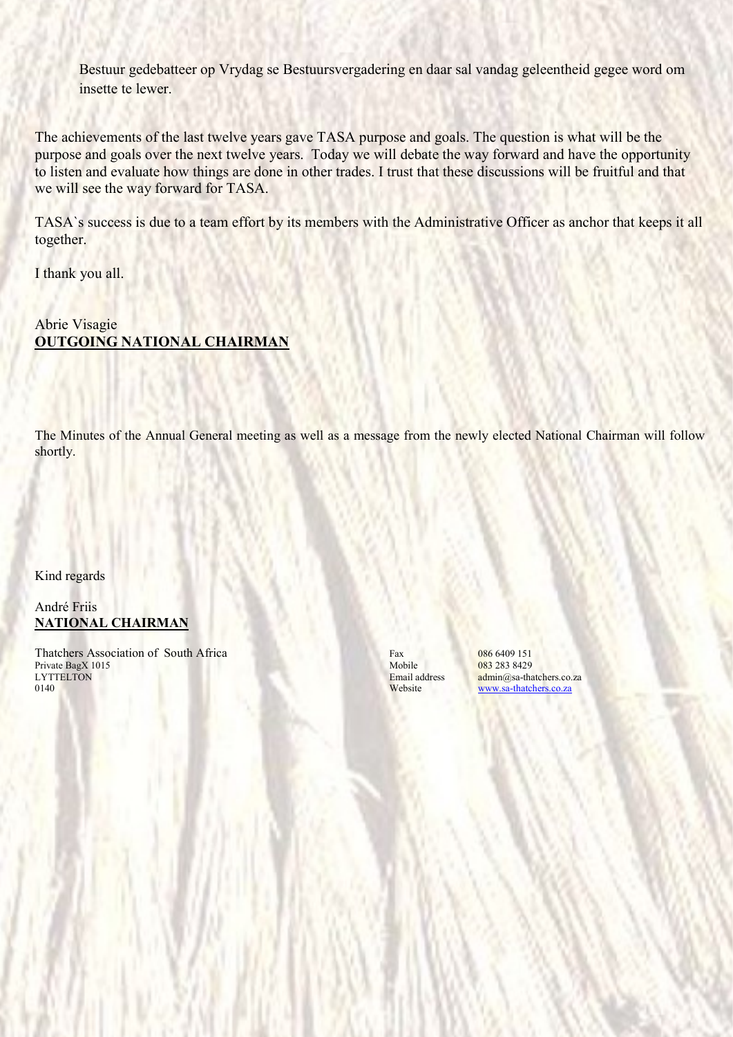Bestuur gedebatteer op Vrydag se Bestuursvergadering en daar sal vandag geleentheid gegee word om insette te lewer.

The achievements of the last twelve years gave TASA purpose and goals. The question is what will be the purpose and goals over the next twelve years. Today we will debate the way forward and have the opportunity to listen and evaluate how things are done in other trades. I trust that these discussions will be fruitful and that we will see the way forward for TASA.

TASA`s success is due to a team effort by its members with the Administrative Officer as anchor that keeps it all together.

I thank you all.

Abrie Visagie
**OUTGOING NATIONAL CHAIRMAN**

The Minutes of the Annual General meeting as well as a message from the newly elected National Chairman will follow shortly.

Kind regards

André Friis
**NATIONAL CHAIRMAN**

Thatchers Association of South Africa
Private BagX 1015
LYTTELTON
0140

Fax 086 6409 151
Mobile 083 283 8429
Email address admin@sa-thatchers.co.za
Website www.sa-thatchers.co.za